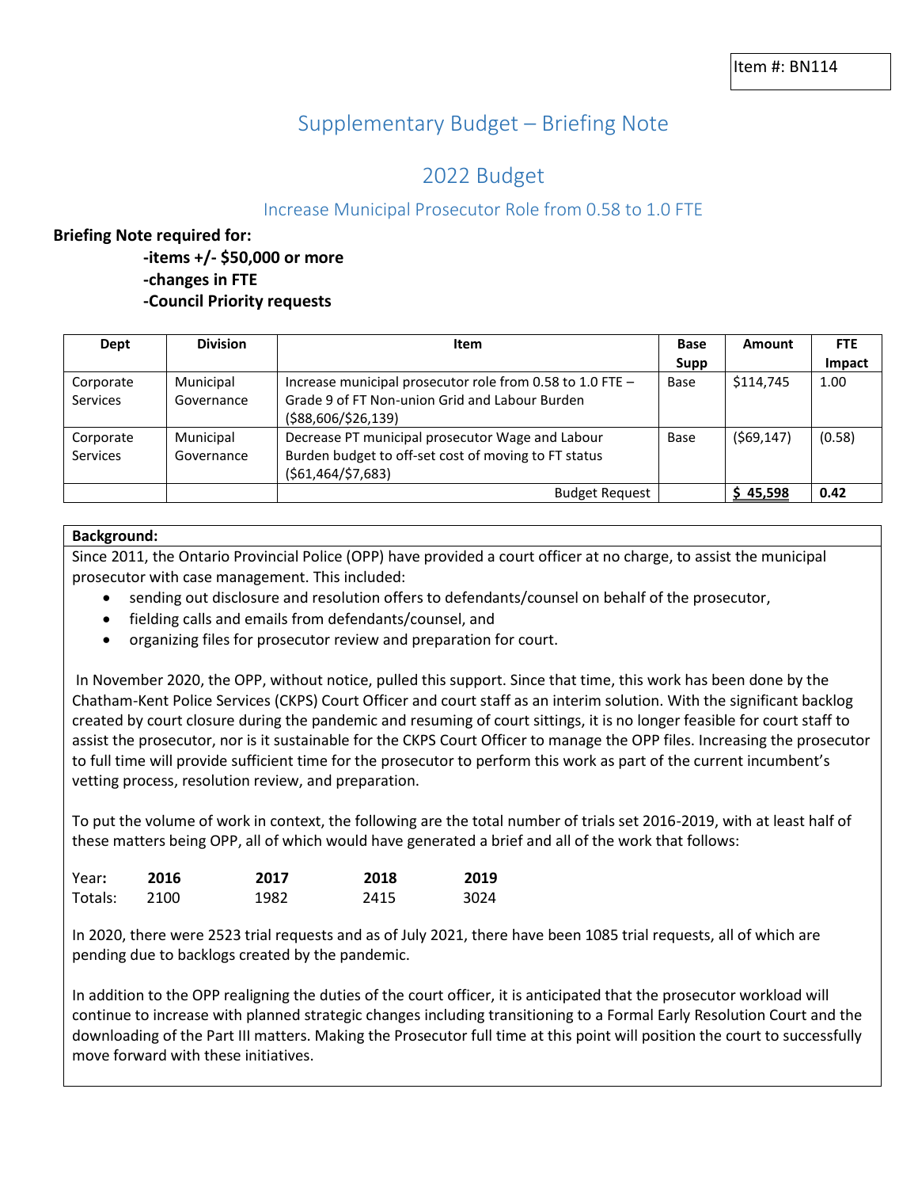Item #: BN114

# Supplementary Budget – Briefing Note

## 2022 Budget

### Increase Municipal Prosecutor Role from 0.58 to 1.0 FTE

**Briefing Note required for:**

**-items +/- $50,000 or more**
**-changes in FTE**
**-Council Priority requests**

| Dept | Division | Item | Base Supp | Amount | FTE Impact |
|---|---|---|---|---|---|
| Corporate Services | Municipal Governance | Increase municipal prosecutor role from 0.58 to 1.0 FTE – Grade 9 of FT Non-union Grid and Labour Burden ($88,606/$26,139) | Base | $114,745 | 1.00 |
| Corporate Services | Municipal Governance | Decrease PT municipal prosecutor Wage and Labour Burden budget to off-set cost of moving to FT status ($61,464/$7,683) | Base | ($69,147) | (0.58) |
| | | Budget Request | | **$ 45,598** | **0.42** |

**Background:**

Since 2011, the Ontario Provincial Police (OPP) have provided a court officer at no charge, to assist the municipal prosecutor with case management. This included:

- sending out disclosure and resolution offers to defendants/counsel on behalf of the prosecutor,
- fielding calls and emails from defendants/counsel, and
- organizing files for prosecutor review and preparation for court.

In November 2020, the OPP, without notice, pulled this support. Since that time, this work has been done by the Chatham-Kent Police Services (CKPS) Court Officer and court staff as an interim solution. With the significant backlog created by court closure during the pandemic and resuming of court sittings, it is no longer feasible for court staff to assist the prosecutor, nor is it sustainable for the CKPS Court Officer to manage the OPP files. Increasing the prosecutor to full time will provide sufficient time for the prosecutor to perform this work as part of the current incumbent's vetting process, resolution review, and preparation.

To put the volume of work in context, the following are the total number of trials set 2016-2019, with at least half of these matters being OPP, all of which would have generated a brief and all of the work that follows:

| Year: | 2016 | 2017 | 2018 | 2019 |
|---|---|---|---|---|
| Totals: | 2100 | 1982 | 2415 | 3024 |

In 2020, there were 2523 trial requests and as of July 2021, there have been 1085 trial requests, all of which are pending due to backlogs created by the pandemic.

In addition to the OPP realigning the duties of the court officer, it is anticipated that the prosecutor workload will continue to increase with planned strategic changes including transitioning to a Formal Early Resolution Court and the downloading of the Part III matters. Making the Prosecutor full time at this point will position the court to successfully move forward with these initiatives.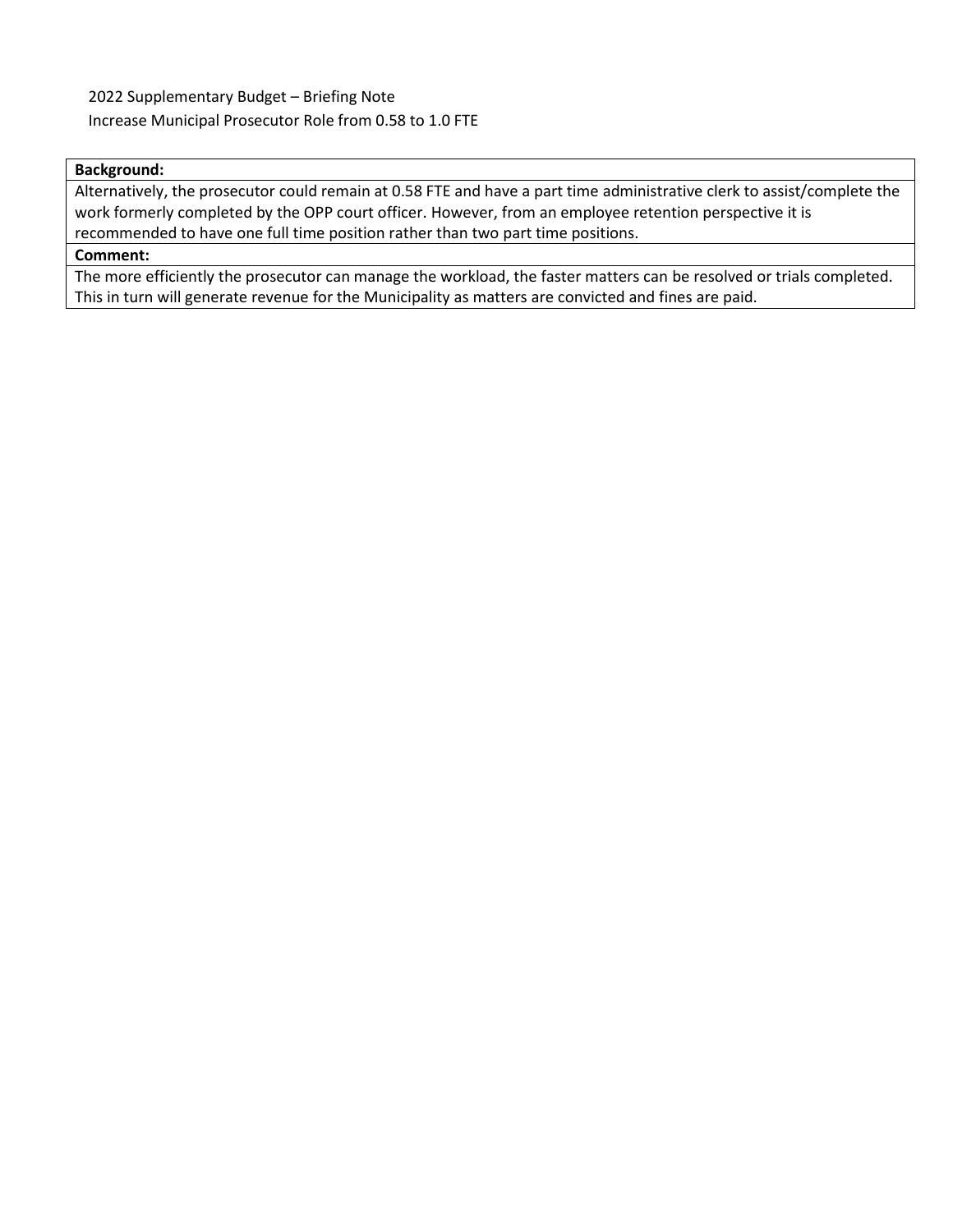2022 Supplementary Budget – Briefing Note

Increase Municipal Prosecutor Role from 0.58 to 1.0 FTE

| **Background:** |
| --- |
| Alternatively, the prosecutor could remain at 0.58 FTE and have a part time administrative clerk to assist/complete the work formerly completed by the OPP court officer. However, from an employee retention perspective it is recommended to have one full time position rather than two part time positions. |
| **Comment:** |
| The more efficiently the prosecutor can manage the workload, the faster matters can be resolved or trials completed. This in turn will generate revenue for the Municipality as matters are convicted and fines are paid. |